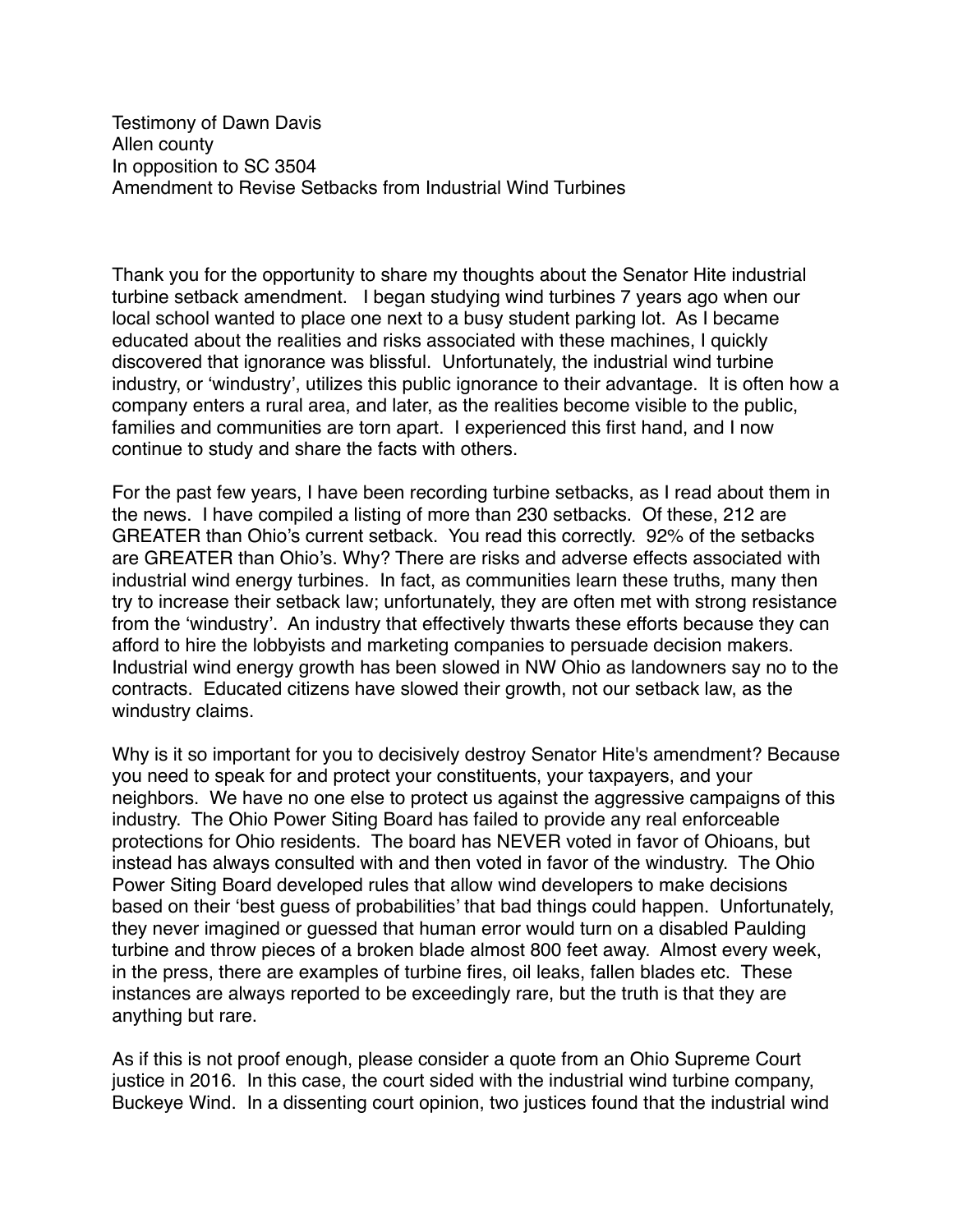Testimony of Dawn Davis  
Allen county  
In opposition to SC 3504  
Amendment to Revise Setbacks from Industrial Wind Turbines

Thank you for the opportunity to share my thoughts about the Senator Hite industrial turbine setback amendment. I began studying wind turbines 7 years ago when our local school wanted to place one next to a busy student parking lot. As I became educated about the realities and risks associated with these machines, I quickly discovered that ignorance was blissful. Unfortunately, the industrial wind turbine industry, or 'windustry', utilizes this public ignorance to their advantage. It is often how a company enters a rural area, and later, as the realities become visible to the public, families and communities are torn apart. I experienced this first hand, and I now continue to study and share the facts with others.

For the past few years, I have been recording turbine setbacks, as I read about them in the news. I have compiled a listing of more than 230 setbacks. Of these, 212 are GREATER than Ohio's current setback. You read this correctly. 92% of the setbacks are GREATER than Ohio's. Why? There are risks and adverse effects associated with industrial wind energy turbines. In fact, as communities learn these truths, many then try to increase their setback law; unfortunately, they are often met with strong resistance from the 'windustry'. An industry that effectively thwarts these efforts because they can afford to hire the lobbyists and marketing companies to persuade decision makers. Industrial wind energy growth has been slowed in NW Ohio as landowners say no to the contracts. Educated citizens have slowed their growth, not our setback law, as the windustry claims.

Why is it so important for you to decisively destroy Senator Hite's amendment? Because you need to speak for and protect your constituents, your taxpayers, and your neighbors. We have no one else to protect us against the aggressive campaigns of this industry. The Ohio Power Siting Board has failed to provide any real enforceable protections for Ohio residents. The board has NEVER voted in favor of Ohioans, but instead has always consulted with and then voted in favor of the windustry. The Ohio Power Siting Board developed rules that allow wind developers to make decisions based on their 'best guess of probabilities' that bad things could happen. Unfortunately, they never imagined or guessed that human error would turn on a disabled Paulding turbine and throw pieces of a broken blade almost 800 feet away. Almost every week, in the press, there are examples of turbine fires, oil leaks, fallen blades etc. These instances are always reported to be exceedingly rare, but the truth is that they are anything but rare.

As if this is not proof enough, please consider a quote from an Ohio Supreme Court justice in 2016. In this case, the court sided with the industrial wind turbine company, Buckeye Wind. In a dissenting court opinion, two justices found that the industrial wind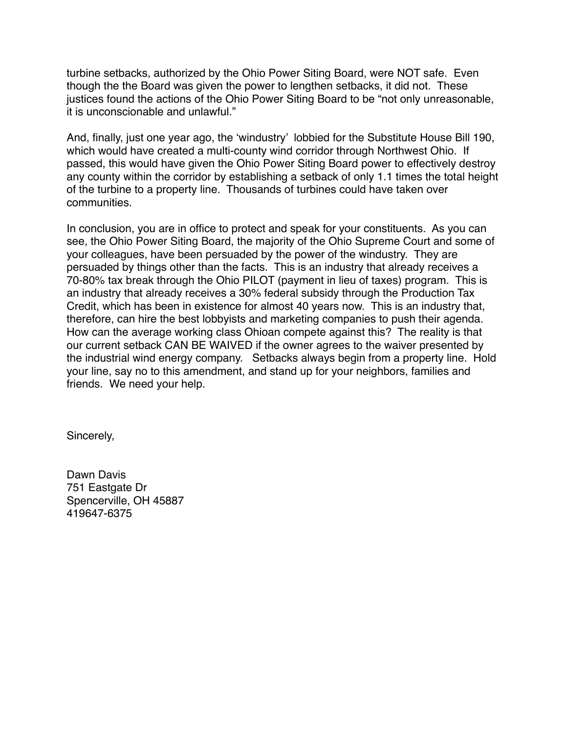turbine setbacks, authorized by the Ohio Power Siting Board, were NOT safe. Even though the the Board was given the power to lengthen setbacks, it did not. These justices found the actions of the Ohio Power Siting Board to be "not only unreasonable, it is unconscionable and unlawful."

And, finally, just one year ago, the 'windustry' lobbied for the Substitute House Bill 190, which would have created a multi-county wind corridor through Northwest Ohio. If passed, this would have given the Ohio Power Siting Board power to effectively destroy any county within the corridor by establishing a setback of only 1.1 times the total height of the turbine to a property line. Thousands of turbines could have taken over communities.

In conclusion, you are in office to protect and speak for your constituents. As you can see, the Ohio Power Siting Board, the majority of the Ohio Supreme Court and some of your colleagues, have been persuaded by the power of the windustry. They are persuaded by things other than the facts. This is an industry that already receives a 70-80% tax break through the Ohio PILOT (payment in lieu of taxes) program. This is an industry that already receives a 30% federal subsidy through the Production Tax Credit, which has been in existence for almost 40 years now. This is an industry that, therefore, can hire the best lobbyists and marketing companies to push their agenda. How can the average working class Ohioan compete against this? The reality is that our current setback CAN BE WAIVED if the owner agrees to the waiver presented by the industrial wind energy company. Setbacks always begin from a property line. Hold your line, say no to this amendment, and stand up for your neighbors, families and friends. We need your help.

Sincerely,

Dawn Davis
751 Eastgate Dr
Spencerville, OH 45887
419647-6375